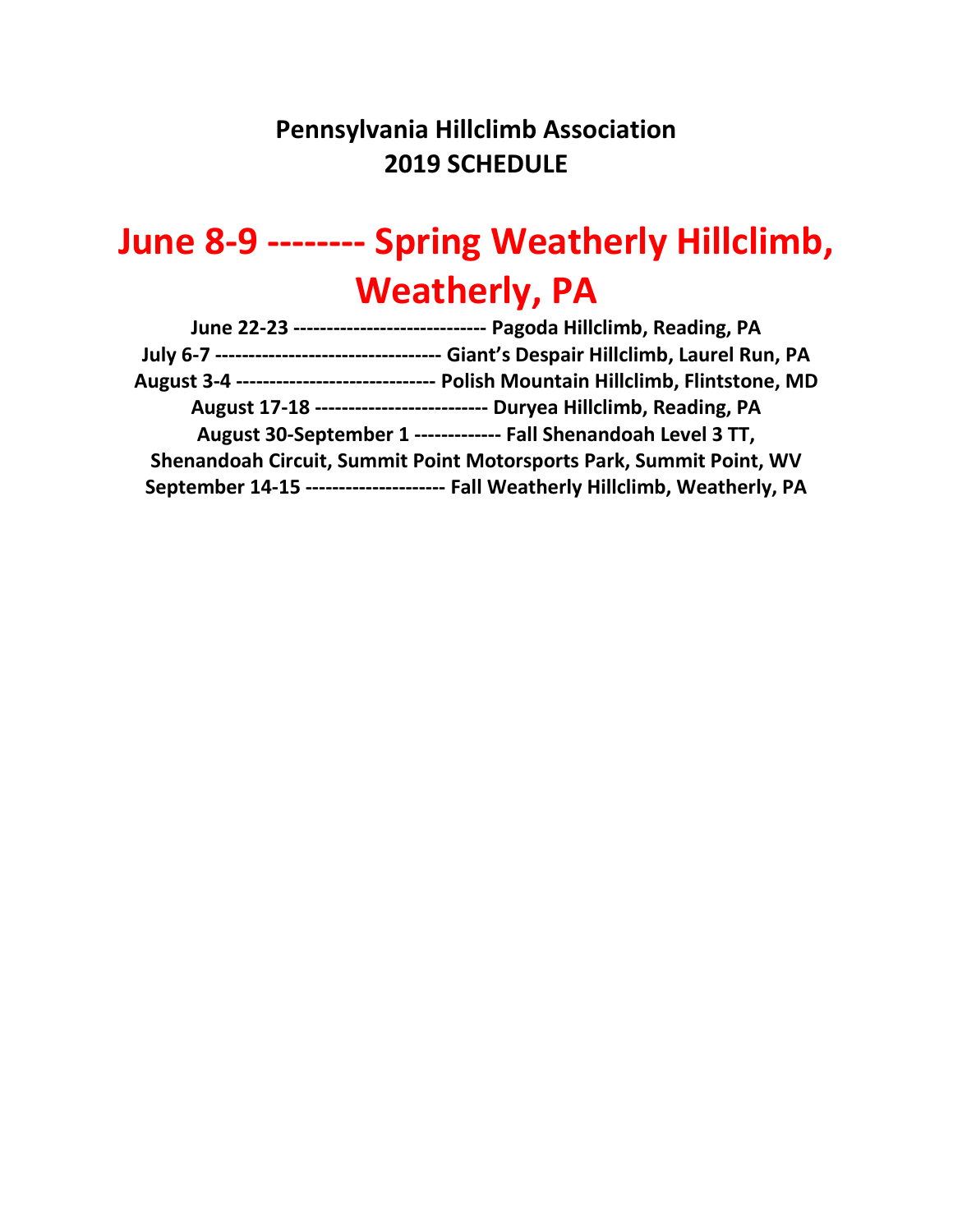# Pennsylvania Hillclimb Association
# 2019 SCHEDULE

## June 8-9 -------- Spring Weatherly Hillclimb, Weatherly, PA

**June 22-23 ---------------------------- Pagoda Hillclimb, Reading, PA**

**July 6-7 --------------------------------- Giant's Despair Hillclimb, Laurel Run, PA**

**August 3-4 ----------------------------- Polish Mountain Hillclimb, Flintstone, MD**

**August 17-18 ------------------------- Duryea Hillclimb, Reading, PA**

**August 30-September 1 ------------- Fall Shenandoah Level 3 TT, Shenandoah Circuit, Summit Point Motorsports Park, Summit Point, WV**

**September 14-15 -------------------- Fall Weatherly Hillclimb, Weatherly, PA**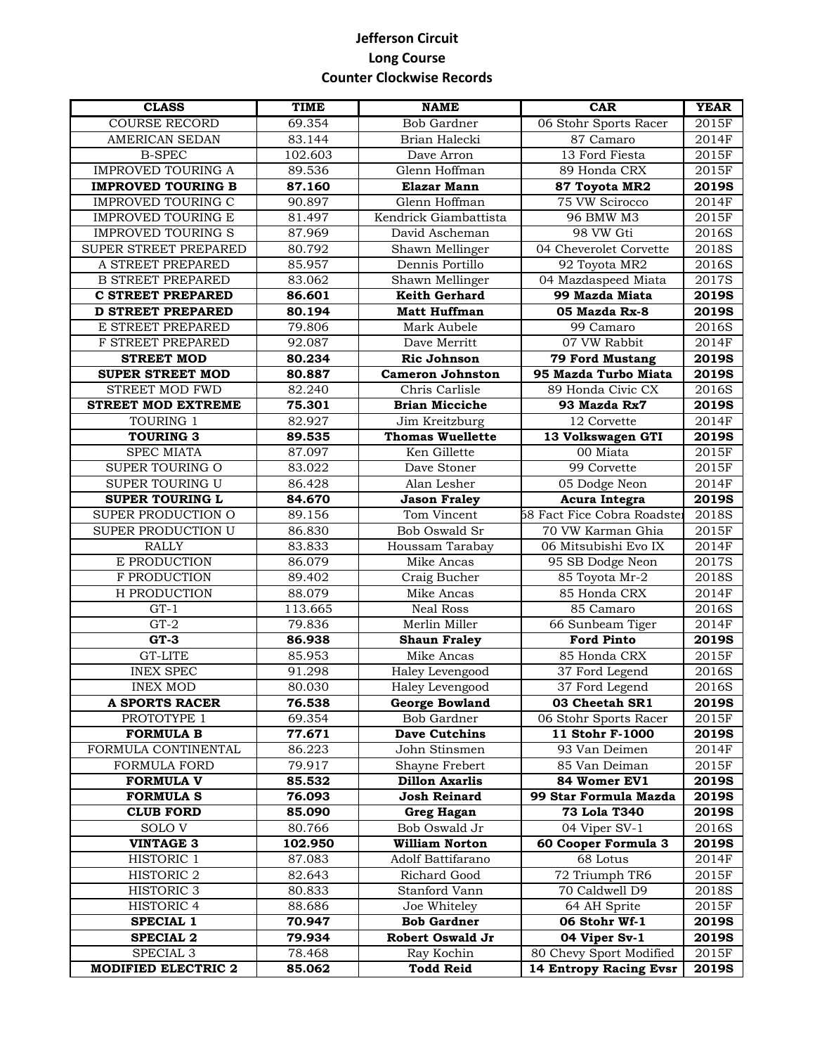# Jefferson Circuit

## Long Course

## Counter Clockwise Records

| CLASS | TIME | NAME | CAR | YEAR |
|---|---|---|---|---|
| COURSE RECORD | 69.354 | Bob Gardner | 06 Stohr Sports Racer | 2015F |
| AMERICAN SEDAN | 83.144 | Brian Halecki | 87 Camaro | 2014F |
| B-SPEC | 102.603 | Dave Arron | 13 Ford Fiesta | 2015F |
| IMPROVED TOURING A | 89.536 | Glenn Hoffman | 89 Honda CRX | 2015F |
| **IMPROVED TOURING B** | **87.160** | **Elazar Mann** | **87 Toyota MR2** | **2019S** |
| IMPROVED TOURING C | 90.897 | Glenn Hoffman | 75 VW Scirocco | 2014F |
| IMPROVED TOURING E | 81.497 | Kendrick Giambattista | 96 BMW M3 | 2015F |
| IMPROVED TOURING S | 87.969 | David Ascheman | 98 VW Gti | 2016S |
| SUPER STREET PREPARED | 80.792 | Shawn Mellinger | 04 Cheverolet Corvette | 2018S |
| A STREET PREPARED | 85.957 | Dennis Portillo | 92 Toyota MR2 | 2016S |
| B STREET PREPARED | 83.062 | Shawn Mellinger | 04 Mazdaspeed Miata | 2017S |
| **C STREET PREPARED** | **86.601** | **Keith Gerhard** | **99 Mazda Miata** | **2019S** |
| **D STREET PREPARED** | **80.194** | **Matt Huffman** | **05 Mazda Rx-8** | **2019S** |
| E STREET PREPARED | 79.806 | Mark Aubele | 99 Camaro | 2016S |
| F STREET PREPARED | 92.087 | Dave Merritt | 07 VW Rabbit | 2014F |
| **STREET MOD** | **80.234** | **Ric Johnson** | **79 Ford Mustang** | **2019S** |
| **SUPER STREET MOD** | **80.887** | **Cameron Johnston** | **95 Mazda Turbo Miata** | **2019S** |
| STREET MOD FWD | 82.240 | Chris Carlisle | 89 Honda Civic CX | 2016S |
| **STREET MOD EXTREME** | **75.301** | **Brian Micciche** | **93 Mazda Rx7** | **2019S** |
| TOURING 1 | 82.927 | Jim Kreitzburg | 12 Corvette | 2014F |
| **TOURING 3** | **89.535** | **Thomas Wuellette** | **13 Volkswagen GTI** | **2019S** |
| SPEC MIATA | 87.097 | Ken Gillette | 00 Miata | 2015F |
| SUPER TOURING O | 83.022 | Dave Stoner | 99 Corvette | 2015F |
| SUPER TOURING U | 86.428 | Alan Lesher | 05 Dodge Neon | 2014F |
| **SUPER TOURING L** | **84.670** | **Jason Fraley** | **Acura Integra** | **2019S** |
| SUPER PRODUCTION O | 89.156 | Tom Vincent | 68 Fact Fice Cobra Roadster | 2018S |
| SUPER PRODUCTION U | 86.830 | Bob Oswald Sr | 70 VW Karman Ghia | 2015F |
| RALLY | 83.833 | Houssam Tarabay | 06 Mitsubishi Evo IX | 2014F |
| E PRODUCTION | 86.079 | Mike Ancas | 95 SB Dodge Neon | 2017S |
| F PRODUCTION | 89.402 | Craig Bucher | 85 Toyota Mr-2 | 2018S |
| H PRODUCTION | 88.079 | Mike Ancas | 85 Honda CRX | 2014F |
| GT-1 | 113.665 | Neal Ross | 85 Camaro | 2016S |
| GT-2 | 79.836 | Merlin Miller | 66 Sunbeam Tiger | 2014F |
| **GT-3** | **86.938** | **Shaun Fraley** | **Ford Pinto** | **2019S** |
| GT-LITE | 85.953 | Mike Ancas | 85 Honda CRX | 2015F |
| INEX SPEC | 91.298 | Haley Levengood | 37 Ford Legend | 2016S |
| INEX MOD | 80.030 | Haley Levengood | 37 Ford Legend | 2016S |
| **A SPORTS RACER** | **76.538** | **George Bowland** | **03 Cheetah SR1** | **2019S** |
| PROTOTYPE 1 | 69.354 | Bob Gardner | 06 Stohr Sports Racer | 2015F |
| **FORMULA B** | **77.671** | **Dave Cutchins** | **11 Stohr F-1000** | **2019S** |
| FORMULA CONTINENTAL | 86.223 | John Stinsmen | 93 Van Deimen | 2014F |
| FORMULA FORD | 79.917 | Shayne Frebert | 85 Van Deiman | 2015F |
| **FORMULA V** | **85.532** | **Dillon Axarlis** | **84 Womer EV1** | **2019S** |
| **FORMULA S** | **76.093** | **Josh Reinard** | **99 Star Formula Mazda** | **2019S** |
| **CLUB FORD** | **85.090** | **Greg Hagan** | **73 Lola T340** | **2019S** |
| SOLO V | 80.766 | Bob Oswald Jr | 04 Viper SV-1 | 2016S |
| **VINTAGE 3** | **102.950** | **William Norton** | **60 Cooper Formula 3** | **2019S** |
| HISTORIC 1 | 87.083 | Adolf Battifarano | 68 Lotus | 2014F |
| HISTORIC 2 | 82.643 | Richard Good | 72 Triumph TR6 | 2015F |
| HISTORIC 3 | 80.833 | Stanford Vann | 70 Caldwell D9 | 2018S |
| HISTORIC 4 | 88.686 | Joe Whiteley | 64 AH Sprite | 2015F |
| **SPECIAL 1** | **70.947** | **Bob Gardner** | **06 Stohr Wf-1** | **2019S** |
| **SPECIAL 2** | **79.934** | **Robert Oswald Jr** | **04 Viper Sv-1** | **2019S** |
| SPECIAL 3 | 78.468 | Ray Kochin | 80 Chevy Sport Modified | 2015F |
| **MODIFIED ELECTRIC 2** | **85.062** | **Todd Reid** | **14 Entropy Racing Evsr** | **2019S** |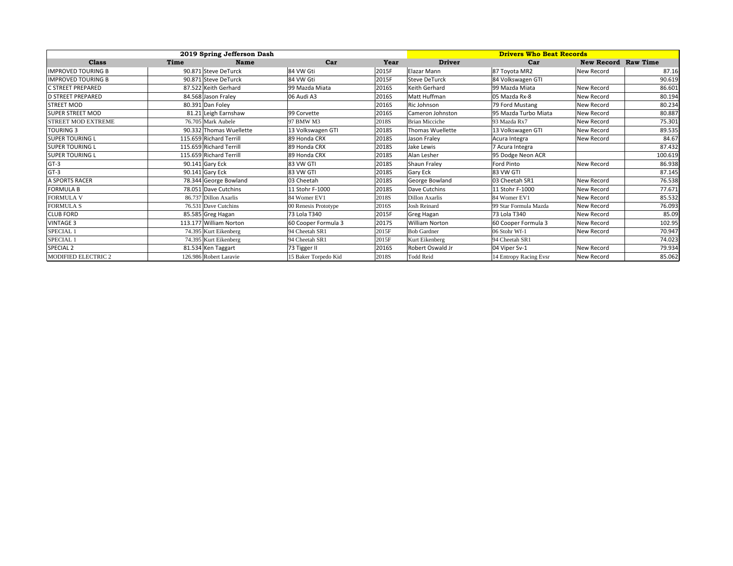| 2019 Spring Jefferson Dash | | | | | Drivers Who Beat Records | | | |
|---|---|---|---|---|---|---|---|---|
| Class | Time | Name | Car | Year | Driver | Car | New Record | Raw Time |
| IMPROVED TOURING B | 90.871 | Steve DeTurck | 84 VW Gti | 2015F | Elazar Mann | 87 Toyota MR2 | New Record | 87.16 |
| IMPROVED TOURING B | 90.871 | Steve DeTurck | 84 VW Gti | 2015F | Steve DeTurck | 84 Volkswagen GTI | | 90.619 |
| C STREET PREPARED | 87.522 | Keith Gerhard | 99 Mazda Miata | 2016S | Keith Gerhard | 99 Mazda Miata | New Record | 86.601 |
| D STREET PREPARED | 84.568 | Jason Fraley | 06 Audi A3 | 2016S | Matt Huffman | 05 Mazda Rx-8 | New Record | 80.194 |
| STREET MOD | 80.391 | Dan Foley | | 2016S | Ric Johnson | 79 Ford Mustang | New Record | 80.234 |
| SUPER STREET MOD | 81.21 | Leigh Earnshaw | 99 Corvette | 2016S | Cameron Johnston | 95 Mazda Turbo Miata | New Record | 80.887 |
| STREET MOD EXTREME | 76.705 | Mark Aubele | 97 BMW M3 | 2018S | Brian Micciche | 93 Mazda Rx7 | New Record | 75.301 |
| TOURING 3 | 90.332 | Thomas Wuellette | 13 Volkswagen GTI | 2018S | Thomas Wuellette | 13 Volkswagen GTI | New Record | 89.535 |
| SUPER TOURING L | 115.659 | Richard Terrill | 89 Honda CRX | 2018S | Jason Fraley | Acura Integra | New Record | 84.67 |
| SUPER TOURING L | 115.659 | Richard Terrill | 89 Honda CRX | 2018S | Jake Lewis | 7 Acura Integra | | 87.432 |
| SUPER TOURING L | 115.659 | Richard Terrill | 89 Honda CRX | 2018S | Alan Lesher | 95 Dodge Neon ACR | | 100.619 |
| GT-3 | 90.141 | Gary Eck | 83 VW GTI | 2018S | Shaun Fraley | Ford Pinto | New Record | 86.938 |
| GT-3 | 90.141 | Gary Eck | 83 VW GTI | 2018S | Gary Eck | 83 VW GTI | | 87.145 |
| A SPORTS RACER | 78.344 | George Bowland | 03 Cheetah | 2018S | George Bowland | 03 Cheetah SR1 | New Record | 76.538 |
| FORMULA B | 78.051 | Dave Cutchins | 11 Stohr F-1000 | 2018S | Dave Cutchins | 11 Stohr F-1000 | New Record | 77.671 |
| FORMULA V | 86.737 | Dillon Axarlis | 84 Womer EV1 | 2018S | Dillon Axarlis | 84 Womer EV1 | New Record | 85.532 |
| FORMULA S | 76.531 | Dave Cutchins | 00 Renesis Prototype | 2016S | Josh Reinard | 99 Star Formula Mazda | New Record | 76.093 |
| CLUB FORD | 85.585 | Greg Hagan | 73 Lola T340 | 2015F | Greg Hagan | 73 Lola T340 | New Record | 85.09 |
| VINTAGE 3 | 113.177 | William Norton | 60 Cooper Formula 3 | 2017S | William Norton | 60 Cooper Formula 3 | New Record | 102.95 |
| SPECIAL 1 | 74.395 | Kurt Eikenberg | 94 Cheetah SR1 | 2015F | Bob Gardner | 06 Stohr Wf-1 | New Record | 70.947 |
| SPECIAL 1 | 74.395 | Kurt Eikenberg | 94 Cheetah SR1 | 2015F | Kurt Eikenberg | 94 Cheetah SR1 | | 74.023 |
| SPECIAL 2 | 81.534 | Ken Taggart | 73 Tigger II | 2016S | Robert Oswald Jr | 04 Viper Sv-1 | New Record | 79.934 |
| MODIFIED ELECTRIC 2 | 126.986 | Robert Laravie | 15 Baker Torpedo Kid | 2018S | Todd Reid | 14 Entropy Racing Evsr | New Record | 85.062 |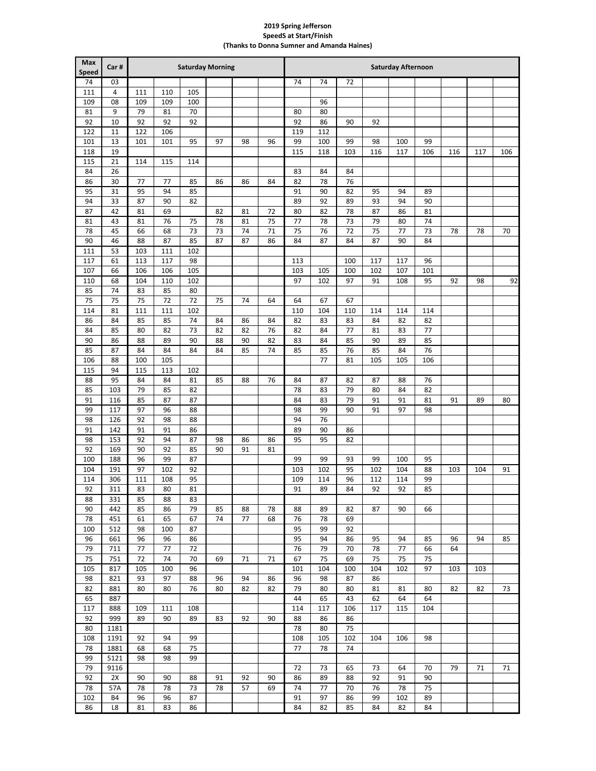**2019 Spring Jefferson**
**SpeedS at Start/Finish**
**(Thanks to Donna Sumner and Amanda Haines)**

| Max Speed | Car # | Saturday Morning | | | | | | Saturday Afternoon | | | | | | | | |
|---|---|---|---|---|---|---|---|---|---|---|---|---|---|---|---|---|
| 74 | 03 | | | | | | | 74 | 74 | 72 | | | | | | |
| 111 | 4 | 111 | 110 | 105 | | | | | | | | | | | | |
| 109 | 08 | 109 | 109 | 100 | | | | | 96 | | | | | | | |
| 81 | 9 | 79 | 81 | 70 | | | | 80 | 80 | | | | | | | |
| 92 | 10 | 92 | 92 | 92 | | | | 92 | 86 | 90 | 92 | | | | | |
| 122 | 11 | 122 | 106 | | | | | 119 | 112 | | | | | | | |
| 101 | 13 | 101 | 101 | 95 | 97 | 98 | 96 | 99 | 100 | 99 | 98 | 100 | 99 | | | |
| 118 | 19 | | | | | | | 115 | 118 | 103 | 116 | 117 | 106 | 116 | 117 | 106 |
| 115 | 21 | 114 | 115 | 114 | | | | | | | | | | | | |
| 84 | 26 | | | | | | | 83 | 84 | 84 | | | | | | |
| 86 | 30 | 77 | 77 | 85 | 86 | 86 | 84 | 82 | 78 | 76 | | | | | | |
| 95 | 31 | 95 | 94 | 85 | | | | 91 | 90 | 82 | 95 | 94 | 89 | | | |
| 94 | 33 | 87 | 90 | 82 | | | | 89 | 92 | 89 | 93 | 94 | 90 | | | |
| 87 | 42 | 81 | 69 | | 82 | 81 | 72 | 80 | 82 | 78 | 87 | 86 | 81 | | | |
| 81 | 43 | 81 | 76 | 75 | 78 | 81 | 75 | 77 | 78 | 73 | 79 | 80 | 74 | | | |
| 78 | 45 | 66 | 68 | 73 | 73 | 74 | 71 | 75 | 76 | 72 | 75 | 77 | 73 | 78 | 78 | 70 |
| 90 | 46 | 88 | 87 | 85 | 87 | 87 | 86 | 84 | 87 | 84 | 87 | 90 | 84 | | | |
| 111 | 53 | 103 | 111 | 102 | | | | | | | | | | | | |
| 117 | 61 | 113 | 117 | 98 | | | | 113 | | 100 | 117 | 117 | 96 | | | |
| 107 | 66 | 106 | 106 | 105 | | | | 103 | 105 | 100 | 102 | 107 | 101 | | | |
| 110 | 68 | 104 | 110 | 102 | | | | 97 | 102 | 97 | 91 | 108 | 95 | 92 | 98 | 92 |
| 85 | 74 | 83 | 85 | 80 | | | | | | | | | | | | |
| 75 | 75 | 75 | 72 | 72 | 75 | 74 | 64 | 64 | 67 | 67 | | | | | | |
| 114 | 81 | 111 | 111 | 102 | | | | 110 | 104 | 110 | 114 | 114 | 114 | | | |
| 86 | 84 | 85 | 85 | 74 | 84 | 86 | 84 | 82 | 83 | 83 | 84 | 82 | 82 | | | |
| 84 | 85 | 80 | 82 | 73 | 82 | 82 | 76 | 82 | 84 | 77 | 81 | 83 | 77 | | | |
| 90 | 86 | 88 | 89 | 90 | 88 | 90 | 82 | 83 | 84 | 85 | 90 | 89 | 85 | | | |
| 85 | 87 | 84 | 84 | 84 | 84 | 85 | 74 | 85 | 85 | 76 | 85 | 84 | 76 | | | |
| 106 | 88 | 100 | 105 | | | | | | 77 | 81 | 105 | 105 | 106 | | | |
| 115 | 94 | 115 | 113 | 102 | | | | | | | | | | | | |
| 88 | 95 | 84 | 84 | 81 | 85 | 88 | 76 | 84 | 87 | 82 | 87 | 88 | 76 | | | |
| 85 | 103 | 79 | 85 | 82 | | | | 78 | 83 | 79 | 80 | 84 | 82 | | | |
| 91 | 116 | 85 | 87 | 87 | | | | 84 | 83 | 79 | 91 | 91 | 81 | 91 | 89 | 80 |
| 99 | 117 | 97 | 96 | 88 | | | | 98 | 99 | 90 | 91 | 97 | 98 | | | |
| 98 | 126 | 92 | 98 | 88 | | | | 94 | 76 | | | | | | | |
| 91 | 142 | 91 | 91 | 86 | | | | 89 | 90 | 86 | | | | | | |
| 98 | 153 | 92 | 94 | 87 | 98 | 86 | 86 | 95 | 95 | 82 | | | | | | |
| 92 | 169 | 90 | 92 | 85 | 90 | 91 | 81 | | | | | | | | | |
| 100 | 188 | 96 | 99 | 87 | | | | 99 | 99 | 93 | 99 | 100 | 95 | | | |
| 104 | 191 | 97 | 102 | 92 | | | | 103 | 102 | 95 | 102 | 104 | 88 | 103 | 104 | 91 |
| 114 | 306 | 111 | 108 | 95 | | | | 109 | 114 | 96 | 112 | 114 | 99 | | | |
| 92 | 311 | 83 | 80 | 81 | | | | 91 | 89 | 84 | 92 | 92 | 85 | | | |
| 88 | 331 | 85 | 88 | 83 | | | | | | | | | | | | |
| 90 | 442 | 85 | 86 | 79 | 85 | 88 | 78 | 88 | 89 | 82 | 87 | 90 | 66 | | | |
| 78 | 451 | 61 | 65 | 67 | 74 | 77 | 68 | 76 | 78 | 69 | | | | | | |
| 100 | 512 | 98 | 100 | 87 | | | | 95 | 99 | 92 | | | | | | |
| 96 | 661 | 96 | 96 | 86 | | | | 95 | 94 | 86 | 95 | 94 | 85 | 96 | 94 | 85 |
| 79 | 711 | 77 | 77 | 72 | | | | 76 | 79 | 70 | 78 | 77 | 66 | 64 | | |
| 75 | 751 | 72 | 74 | 70 | 69 | 71 | 71 | 67 | 75 | 69 | 75 | 75 | 75 | | | |
| 105 | 817 | 105 | 100 | 96 | | | | 101 | 104 | 100 | 104 | 102 | 97 | 103 | 103 | |
| 98 | 821 | 93 | 97 | 88 | 96 | 94 | 86 | 96 | 98 | 87 | 86 | | | | | |
| 82 | 881 | 80 | 80 | 76 | 80 | 82 | 82 | 79 | 80 | 80 | 81 | 81 | 80 | 82 | 82 | 73 |
| 65 | 887 | | | | | | | 44 | 65 | 43 | 62 | 64 | 64 | | | |
| 117 | 888 | 109 | 111 | 108 | | | | 114 | 117 | 106 | 117 | 115 | 104 | | | |
| 92 | 999 | 89 | 90 | 89 | 83 | 92 | 90 | 88 | 86 | 86 | | | | | | |
| 80 | 1181 | | | | | | | 78 | 80 | 75 | | | | | | |
| 108 | 1191 | 92 | 94 | 99 | | | | 108 | 105 | 102 | 104 | 106 | 98 | | | |
| 78 | 1881 | 68 | 68 | 75 | | | | 77 | 78 | 74 | | | | | | |
| 99 | 5121 | 98 | 98 | 99 | | | | | | | | | | | | |
| 79 | 9116 | | | | | | | 72 | 73 | 65 | 73 | 64 | 70 | 79 | 71 | 71 |
| 92 | 2X | 90 | 90 | 88 | 91 | 92 | 90 | 86 | 89 | 88 | 92 | 91 | 90 | | | |
| 78 | 57A | 78 | 78 | 73 | 78 | 57 | 69 | 74 | 77 | 70 | 76 | 78 | 75 | | | |
| 102 | B4 | 96 | 96 | 87 | | | | 91 | 97 | 86 | 99 | 102 | 89 | | | |
| 86 | L8 | 81 | 83 | 86 | | | | 84 | 82 | 85 | 84 | 82 | 84 | | | |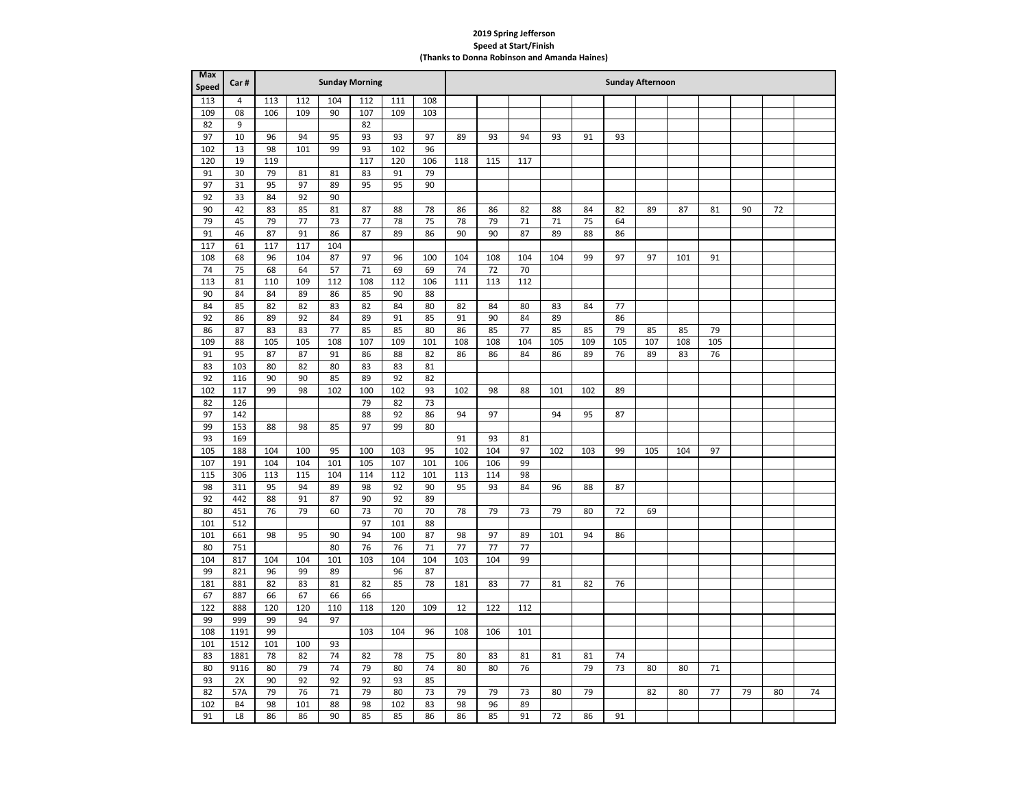**2019 Spring Jefferson**
**Speed at Start/Finish**
**(Thanks to Donna Robinson and Amanda Haines)**

| Max Speed | Car # | Sunday Morning | | | | | | Sunday Afternoon | | | | | | | | | | | |
|---|---|---|---|---|---|---|---|---|---|---|---|---|---|---|---|---|---|---|---|
| 113 | 4 | 113 | 112 | 104 | 112 | 111 | 108 | | | | | | | | | | | | |
| 109 | 08 | 106 | 109 | 90 | 107 | 109 | 103 | | | | | | | | | | | | |
| 82 | 9 | | | | 82 | | | | | | | | | | | | | | |
| 97 | 10 | 96 | 94 | 95 | 93 | 93 | 97 | 89 | 93 | 94 | 93 | 91 | 93 | | | | | | |
| 102 | 13 | 98 | 101 | 99 | 93 | 102 | 96 | | | | | | | | | | | | |
| 120 | 19 | 119 | | | 117 | 120 | 106 | 118 | 115 | 117 | | | | | | | | | |
| 91 | 30 | 79 | 81 | 81 | 83 | 91 | 79 | | | | | | | | | | | | |
| 97 | 31 | 95 | 97 | 89 | 95 | 95 | 90 | | | | | | | | | | | | |
| 92 | 33 | 84 | 92 | 90 | | | | | | | | | | | | | | | |
| 90 | 42 | 83 | 85 | 81 | 87 | 88 | 78 | 86 | 86 | 82 | 88 | 84 | 82 | 89 | 87 | 81 | 90 | 72 | |
| 79 | 45 | 79 | 77 | 73 | 77 | 78 | 75 | 78 | 79 | 71 | 71 | 75 | 64 | | | | | | |
| 91 | 46 | 87 | 91 | 86 | 87 | 89 | 86 | 90 | 90 | 87 | 89 | 88 | 86 | | | | | | |
| 117 | 61 | 117 | 117 | 104 | | | | | | | | | | | | | | | |
| 108 | 68 | 96 | 104 | 87 | 97 | 96 | 100 | 104 | 108 | 104 | 104 | 99 | 97 | 97 | 101 | 91 | | | |
| 74 | 75 | 68 | 64 | 57 | 71 | 69 | 69 | 74 | 72 | 70 | | | | | | | | | |
| 113 | 81 | 110 | 109 | 112 | 108 | 112 | 106 | 111 | 113 | 112 | | | | | | | | | |
| 90 | 84 | 84 | 89 | 86 | 85 | 90 | 88 | | | | | | | | | | | | |
| 84 | 85 | 82 | 82 | 83 | 82 | 84 | 80 | 82 | 84 | 80 | 83 | 84 | 77 | | | | | | |
| 92 | 86 | 89 | 92 | 84 | 89 | 91 | 85 | 91 | 90 | 84 | 89 | | 86 | | | | | | |
| 86 | 87 | 83 | 83 | 77 | 85 | 85 | 80 | 86 | 85 | 77 | 85 | 85 | 79 | 85 | 85 | 79 | | | |
| 109 | 88 | 105 | 105 | 108 | 107 | 109 | 101 | 108 | 108 | 104 | 105 | 109 | 105 | 107 | 108 | 105 | | | |
| 91 | 95 | 87 | 87 | 91 | 86 | 88 | 82 | 86 | 86 | 84 | 86 | 89 | 76 | 89 | 83 | 76 | | | |
| 83 | 103 | 80 | 82 | 80 | 83 | 83 | 81 | | | | | | | | | | | | |
| 92 | 116 | 90 | 90 | 85 | 89 | 92 | 82 | | | | | | | | | | | | |
| 102 | 117 | 99 | 98 | 102 | 100 | 102 | 93 | 102 | 98 | 88 | 101 | 102 | 89 | | | | | | |
| 82 | 126 | | | | 79 | 82 | 73 | | | | | | | | | | | | |
| 97 | 142 | | | | 88 | 92 | 86 | 94 | 97 | | 94 | 95 | 87 | | | | | | |
| 99 | 153 | 88 | 98 | 85 | 97 | 99 | 80 | | | | | | | | | | | | |
| 93 | 169 | | | | | | | 91 | 93 | 81 | | | | | | | | | |
| 105 | 188 | 104 | 100 | 95 | 100 | 103 | 95 | 102 | 104 | 97 | 102 | 103 | 99 | 105 | 104 | 97 | | | |
| 107 | 191 | 104 | 104 | 101 | 105 | 107 | 101 | 106 | 106 | 99 | | | | | | | | | |
| 115 | 306 | 113 | 115 | 104 | 114 | 112 | 101 | 113 | 114 | 98 | | | | | | | | | |
| 98 | 311 | 95 | 94 | 89 | 98 | 92 | 90 | 95 | 93 | 84 | 96 | 88 | 87 | | | | | | |
| 92 | 442 | 88 | 91 | 87 | 90 | 92 | 89 | | | | | | | | | | | | |
| 80 | 451 | 76 | 79 | 60 | 73 | 70 | 70 | 78 | 79 | 73 | 79 | 80 | 72 | 69 | | | | | |
| 101 | 512 | | | | 97 | 101 | 88 | | | | | | | | | | | | |
| 101 | 661 | 98 | 95 | 90 | 94 | 100 | 87 | 98 | 97 | 89 | 101 | 94 | 86 | | | | | | |
| 80 | 751 | | | 80 | 76 | 76 | 71 | 77 | 77 | 77 | | | | | | | | | |
| 104 | 817 | 104 | 104 | 101 | 103 | 104 | 104 | 103 | 104 | 99 | | | | | | | | | |
| 99 | 821 | 96 | 99 | 89 | | 96 | 87 | | | | | | | | | | | | |
| 181 | 881 | 82 | 83 | 81 | 82 | 85 | 78 | 181 | 83 | 77 | 81 | 82 | 76 | | | | | | |
| 67 | 887 | 66 | 67 | 66 | 66 | | | | | | | | | | | | | | |
| 122 | 888 | 120 | 120 | 110 | 118 | 120 | 109 | 12 | 122 | 112 | | | | | | | | | |
| 99 | 999 | 99 | 94 | 97 | | | | | | | | | | | | | | | |
| 108 | 1191 | 99 | | | 103 | 104 | 96 | 108 | 106 | 101 | | | | | | | | | |
| 101 | 1512 | 101 | 100 | 93 | | | | | | | | | | | | | | | |
| 83 | 1881 | 78 | 82 | 74 | 82 | 78 | 75 | 80 | 83 | 81 | 81 | 81 | 74 | | | | | | |
| 80 | 9116 | 80 | 79 | 74 | 79 | 80 | 74 | 80 | 80 | 76 | | 79 | 73 | 80 | 80 | 71 | | | |
| 93 | 2X | 90 | 92 | 92 | 92 | 93 | 85 | | | | | | | | | | | | |
| 82 | 57A | 79 | 76 | 71 | 79 | 80 | 73 | 79 | 79 | 73 | 80 | 79 | | 82 | 80 | 77 | 79 | 80 | 74 |
| 102 | B4 | 98 | 101 | 88 | 98 | 102 | 83 | 98 | 96 | 89 | | | | | | | | | |
| 91 | L8 | 86 | 86 | 90 | 85 | 85 | 86 | 86 | 85 | 91 | 72 | 86 | 91 | | | | | | |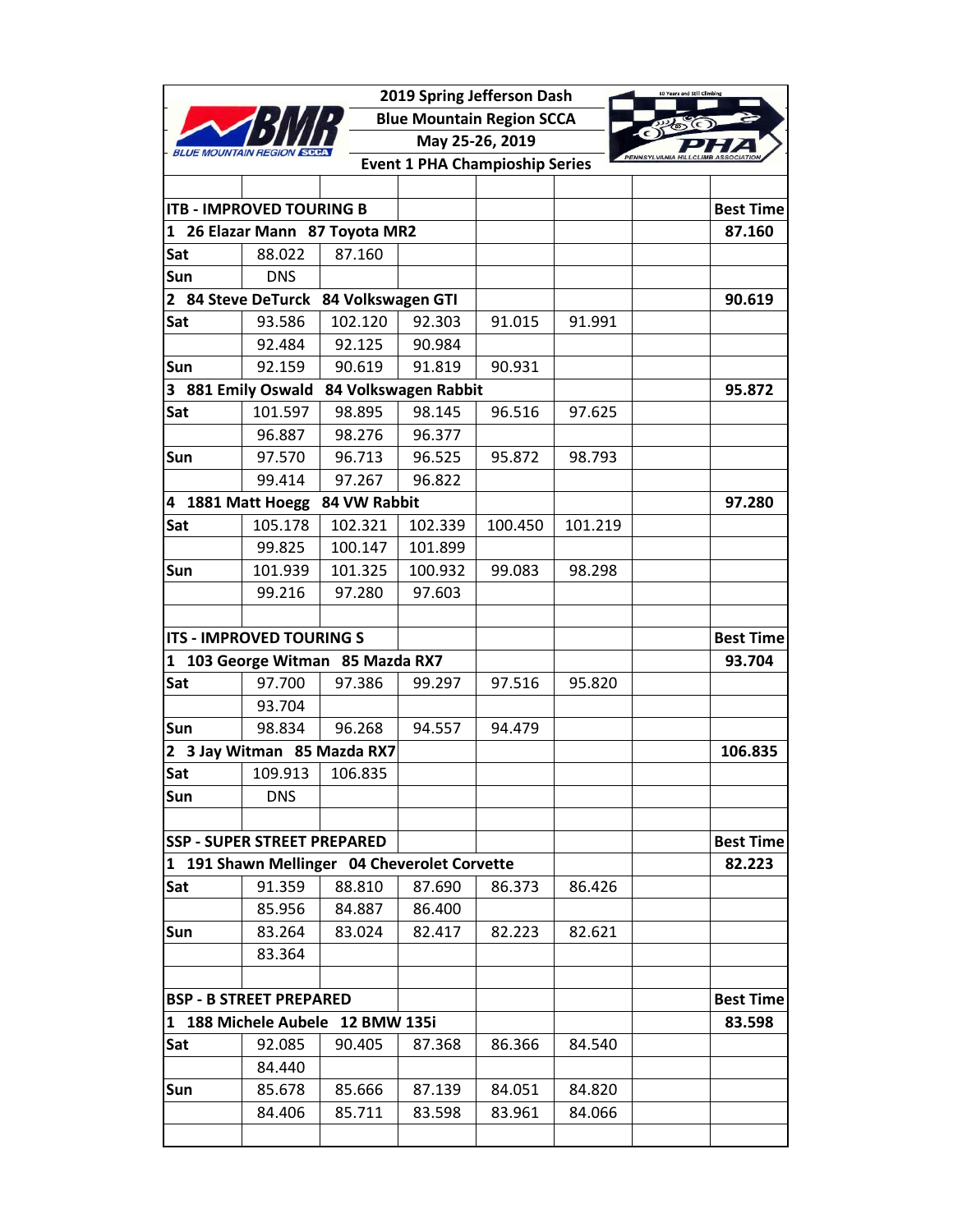| 2019 Spring Jefferson Dash<br>Blue Mountain Region SCCA<br>May 25-26, 2019<br>Event 1 PHA Champioship Series | | | | | | |
|---|---|---|---|---|---|---|
| | | | | | | |
| **ITB - IMPROVED TOURING B** | | | | | | **Best Time** |
| **1 26 Elazar Mann 87 Toyota MR2** | | | | | | **87.160** |
| **Sat** | 88.022 | 87.160 | | | | |
| **Sun** | DNS | | | | | |
| **2 84 Steve DeTurck 84 Volkswagen GTI** | | | | | | **90.619** |
| **Sat** | 93.586 | 102.120 | 92.303 | 91.015 | 91.991 | |
| | 92.484 | 92.125 | 90.984 | | | |
| **Sun** | 92.159 | 90.619 | 91.819 | 90.931 | | |
| **3 881 Emily Oswald 84 Volkswagen Rabbit** | | | | | | **95.872** |
| **Sat** | 101.597 | 98.895 | 98.145 | 96.516 | 97.625 | |
| | 96.887 | 98.276 | 96.377 | | | |
| **Sun** | 97.570 | 96.713 | 96.525 | 95.872 | 98.793 | |
| | 99.414 | 97.267 | 96.822 | | | |
| **4 1881 Matt Hoegg 84 VW Rabbit** | | | | | | **97.280** |
| **Sat** | 105.178 | 102.321 | 102.339 | 100.450 | 101.219 | |
| | 99.825 | 100.147 | 101.899 | | | |
| **Sun** | 101.939 | 101.325 | 100.932 | 99.083 | 98.298 | |
| | 99.216 | 97.280 | 97.603 | | | |
| | | | | | | |
| **ITS - IMPROVED TOURING S** | | | | | | **Best Time** |
| **1 103 George Witman 85 Mazda RX7** | | | | | | **93.704** |
| **Sat** | 97.700 | 97.386 | 99.297 | 97.516 | 95.820 | |
| | 93.704 | | | | | |
| **Sun** | 98.834 | 96.268 | 94.557 | 94.479 | | |
| **2 3 Jay Witman 85 Mazda RX7** | | | | | | **106.835** |
| **Sat** | 109.913 | 106.835 | | | | |
| **Sun** | DNS | | | | | |
| | | | | | | |
| **SSP - SUPER STREET PREPARED** | | | | | | **Best Time** |
| **1 191 Shawn Mellinger 04 Cheverolet Corvette** | | | | | | **82.223** |
| **Sat** | 91.359 | 88.810 | 87.690 | 86.373 | 86.426 | |
| | 85.956 | 84.887 | 86.400 | | | |
| **Sun** | 83.264 | 83.024 | 82.417 | 82.223 | 82.621 | |
| | 83.364 | | | | | |
| | | | | | | |
| **BSP - B STREET PREPARED** | | | | | | **Best Time** |
| **1 188 Michele Aubele 12 BMW 135i** | | | | | | **83.598** |
| **Sat** | 92.085 | 90.405 | 87.368 | 86.366 | 84.540 | |
| | 84.440 | | | | | |
| **Sun** | 85.678 | 85.666 | 87.139 | 84.051 | 84.820 | |
| | 84.406 | 85.711 | 83.598 | 83.961 | 84.066 | |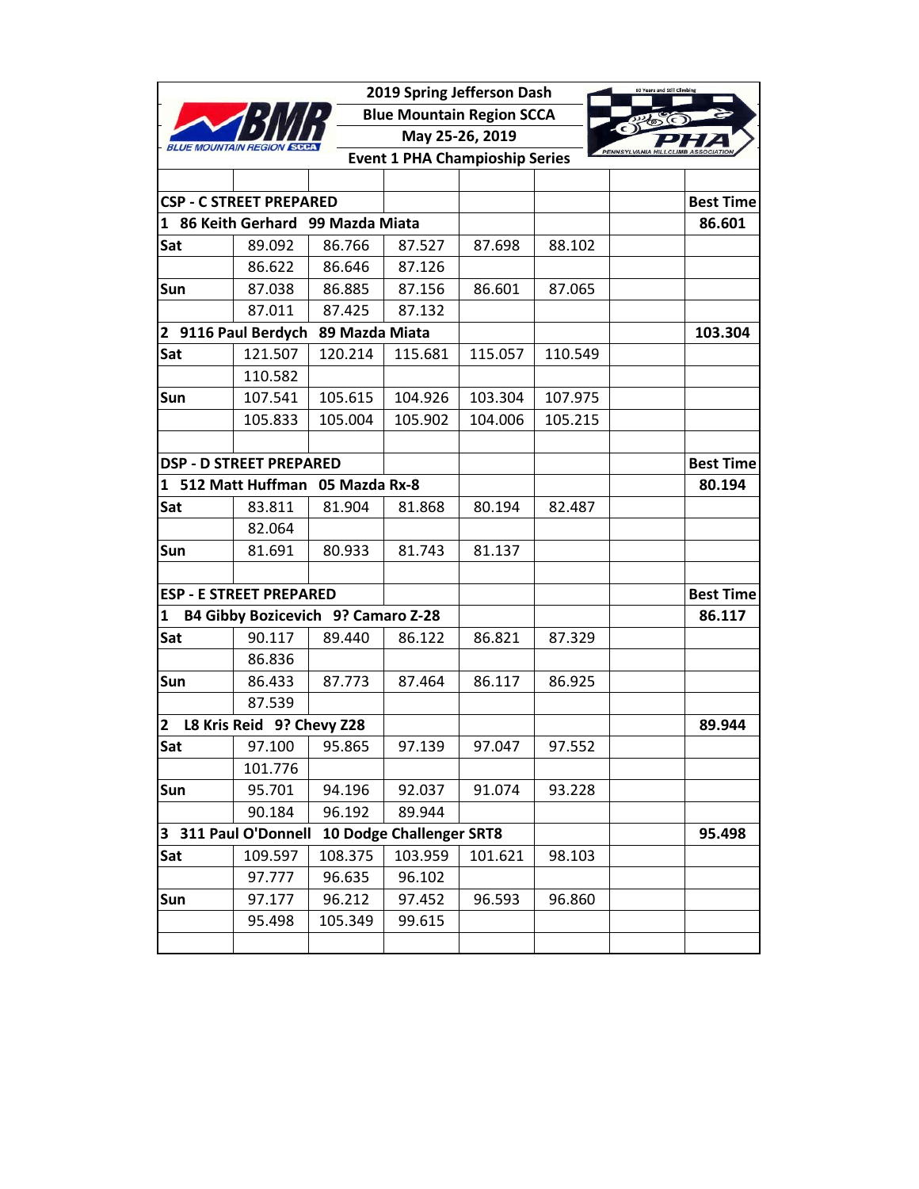# 2019 Spring Jefferson Dash

**Blue Mountain Region SCCA**

**May 25-26, 2019**

**Event 1 PHA Champioship Series**

| | | | | | | | |
|---|---|---|---|---|---|---|---|
| **CSP - C STREET PREPARED** | | | | | | | **Best Time** |
| **1 86 Keith Gerhard 99 Mazda Miata** | | | | | | | **86.601** |
| **Sat** | 89.092 | 86.766 | 87.527 | 87.698 | 88.102 | | |
| | 86.622 | 86.646 | 87.126 | | | | |
| **Sun** | 87.038 | 86.885 | 87.156 | 86.601 | 87.065 | | |
| | 87.011 | 87.425 | 87.132 | | | | |
| **2 9116 Paul Berdych 89 Mazda Miata** | | | | | | | **103.304** |
| **Sat** | 121.507 | 120.214 | 115.681 | 115.057 | 110.549 | | |
| | 110.582 | | | | | | |
| **Sun** | 107.541 | 105.615 | 104.926 | 103.304 | 107.975 | | |
| | 105.833 | 105.004 | 105.902 | 104.006 | 105.215 | | |
| | | | | | | | |
| **DSP - D STREET PREPARED** | | | | | | | **Best Time** |
| **1 512 Matt Huffman 05 Mazda Rx-8** | | | | | | | **80.194** |
| **Sat** | 83.811 | 81.904 | 81.868 | 80.194 | 82.487 | | |
| | 82.064 | | | | | | |
| **Sun** | 81.691 | 80.933 | 81.743 | 81.137 | | | |
| | | | | | | | |
| **ESP - E STREET PREPARED** | | | | | | | **Best Time** |
| **1 B4 Gibby Bozicevich 9? Camaro Z-28** | | | | | | | **86.117** |
| **Sat** | 90.117 | 89.440 | 86.122 | 86.821 | 87.329 | | |
| | 86.836 | | | | | | |
| **Sun** | 86.433 | 87.773 | 87.464 | 86.117 | 86.925 | | |
| | 87.539 | | | | | | |
| **2 L8 Kris Reid 9? Chevy Z28** | | | | | | | **89.944** |
| **Sat** | 97.100 | 95.865 | 97.139 | 97.047 | 97.552 | | |
| | 101.776 | | | | | | |
| **Sun** | 95.701 | 94.196 | 92.037 | 91.074 | 93.228 | | |
| | 90.184 | 96.192 | 89.944 | | | | |
| **3 311 Paul O'Donnell 10 Dodge Challenger SRT8** | | | | | | | **95.498** |
| **Sat** | 109.597 | 108.375 | 103.959 | 101.621 | 98.103 | | |
| | 97.777 | 96.635 | 96.102 | | | | |
| **Sun** | 97.177 | 96.212 | 97.452 | 96.593 | 96.860 | | |
| | 95.498 | 105.349 | 99.615 | | | | |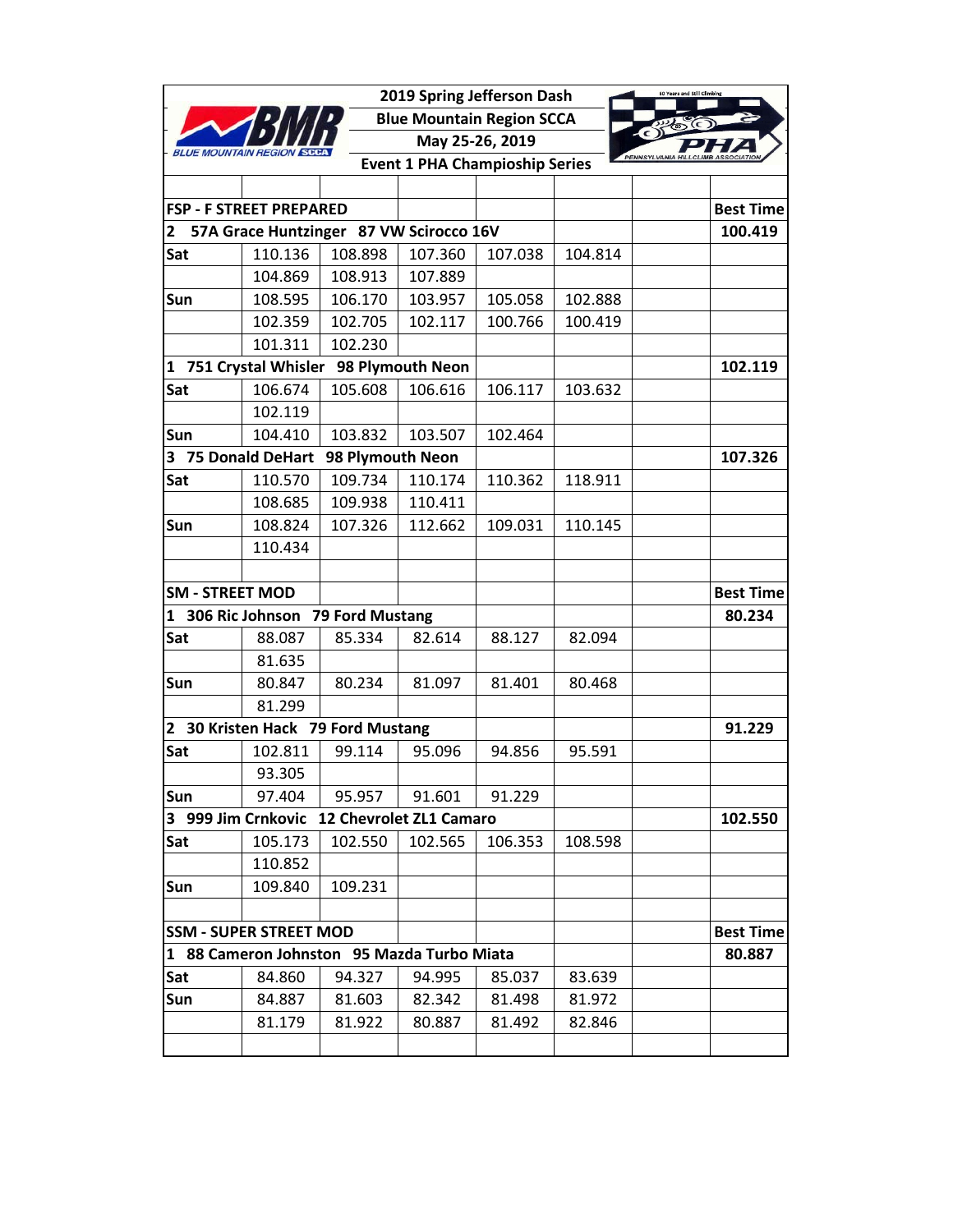# 2019 Spring Jefferson Dash

**Blue Mountain Region SCCA**

**May 25-26, 2019**

**Event 1 PHA Champioship Series**

| | | | | | | | |
|---|---|---|---|---|---|---|---|
| **FSP - F STREET PREPARED** | | | | | | | **Best Time** |
| **2 57A Grace Huntzinger 87 VW Scirocco 16V** | | | | | | | **100.419** |
| **Sat** | 110.136 | 108.898 | 107.360 | 107.038 | 104.814 | | |
| | 104.869 | 108.913 | 107.889 | | | | |
| **Sun** | 108.595 | 106.170 | 103.957 | 105.058 | 102.888 | | |
| | 102.359 | 102.705 | 102.117 | 100.766 | 100.419 | | |
| | 101.311 | 102.230 | | | | | |
| **1 751 Crystal Whisler 98 Plymouth Neon** | | | | | | | **102.119** |
| **Sat** | 106.674 | 105.608 | 106.616 | 106.117 | 103.632 | | |
| | 102.119 | | | | | | |
| **Sun** | 104.410 | 103.832 | 103.507 | 102.464 | | | |
| **3 75 Donald DeHart 98 Plymouth Neon** | | | | | | | **107.326** |
| **Sat** | 110.570 | 109.734 | 110.174 | 110.362 | 118.911 | | |
| | 108.685 | 109.938 | 110.411 | | | | |
| **Sun** | 108.824 | 107.326 | 112.662 | 109.031 | 110.145 | | |
| | 110.434 | | | | | | |
| | | | | | | | |
| **SM - STREET MOD** | | | | | | | **Best Time** |
| **1 306 Ric Johnson 79 Ford Mustang** | | | | | | | **80.234** |
| **Sat** | 88.087 | 85.334 | 82.614 | 88.127 | 82.094 | | |
| | 81.635 | | | | | | |
| **Sun** | 80.847 | 80.234 | 81.097 | 81.401 | 80.468 | | |
| | 81.299 | | | | | | |
| **2 30 Kristen Hack 79 Ford Mustang** | | | | | | | **91.229** |
| **Sat** | 102.811 | 99.114 | 95.096 | 94.856 | 95.591 | | |
| | 93.305 | | | | | | |
| **Sun** | 97.404 | 95.957 | 91.601 | 91.229 | | | |
| **3 999 Jim Crnkovic 12 Chevrolet ZL1 Camaro** | | | | | | | **102.550** |
| **Sat** | 105.173 | 102.550 | 102.565 | 106.353 | 108.598 | | |
| | 110.852 | | | | | | |
| **Sun** | 109.840 | 109.231 | | | | | |
| | | | | | | | |
| **SSM - SUPER STREET MOD** | | | | | | | **Best Time** |
| **1 88 Cameron Johnston 95 Mazda Turbo Miata** | | | | | | | **80.887** |
| **Sat** | 84.860 | 94.327 | 94.995 | 85.037 | 83.639 | | |
| **Sun** | 84.887 | 81.603 | 82.342 | 81.498 | 81.972 | | |
| | 81.179 | 81.922 | 80.887 | 81.492 | 82.846 | | |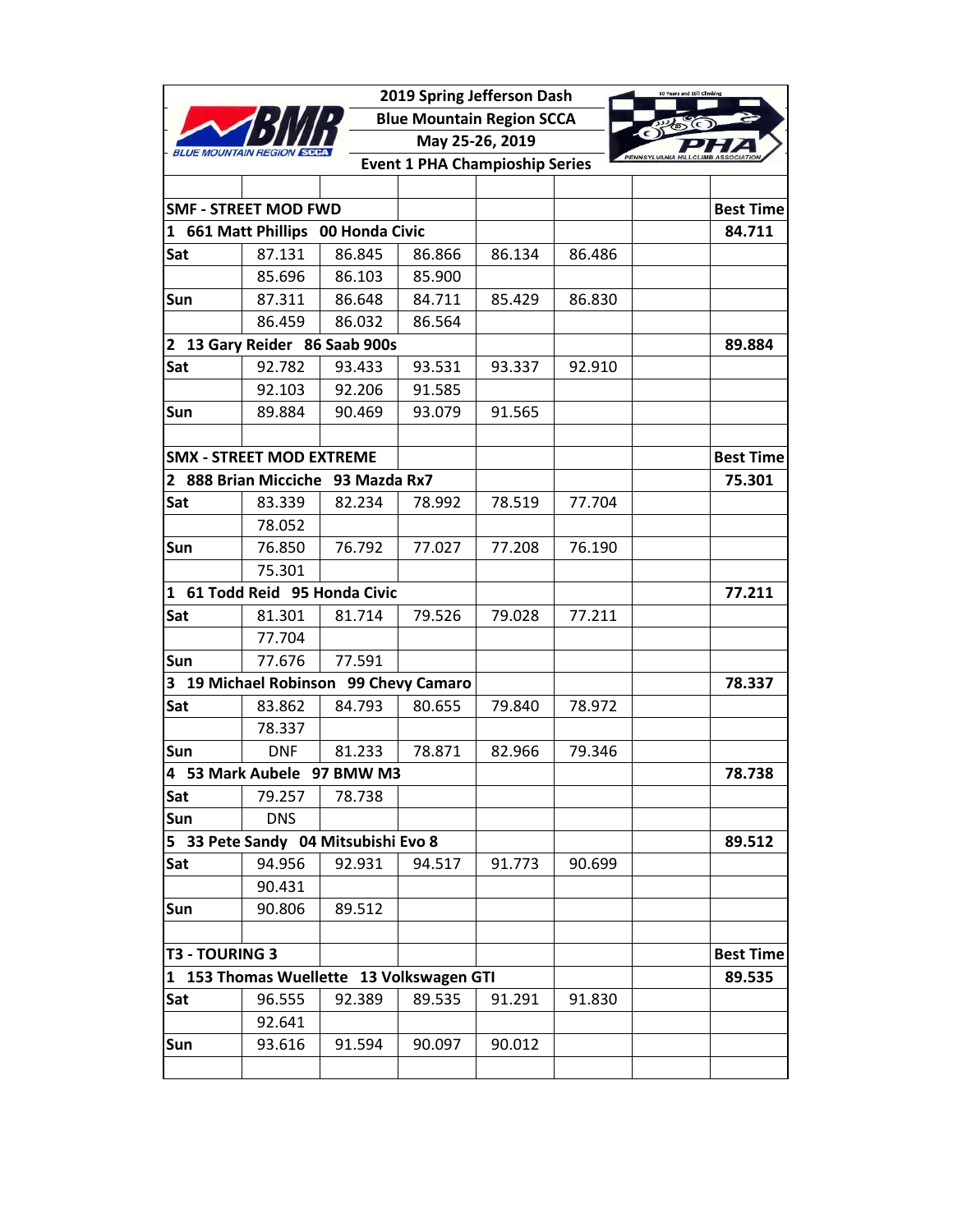2019 Spring Jefferson Dash
Blue Mountain Region SCCA
May 25-26, 2019
Event 1 PHA Champioship Series

| | | | | | | | |
|---|---|---|---|---|---|---|---|
| **SMF - STREET MOD FWD** | | | | | | | **Best Time** |
| **1 661 Matt Phillips 00 Honda Civic** | | | | | | | **84.711** |
| **Sat** | 87.131 | 86.845 | 86.866 | 86.134 | 86.486 | | |
| | 85.696 | 86.103 | 85.900 | | | | |
| **Sun** | 87.311 | 86.648 | 84.711 | 85.429 | 86.830 | | |
| | 86.459 | 86.032 | 86.564 | | | | |
| **2 13 Gary Reider 86 Saab 900s** | | | | | | | **89.884** |
| **Sat** | 92.782 | 93.433 | 93.531 | 93.337 | 92.910 | | |
| | 92.103 | 92.206 | 91.585 | | | | |
| **Sun** | 89.884 | 90.469 | 93.079 | 91.565 | | | |
| | | | | | | | |
| **SMX - STREET MOD EXTREME** | | | | | | | **Best Time** |
| **2 888 Brian Micciche 93 Mazda Rx7** | | | | | | | **75.301** |
| **Sat** | 83.339 | 82.234 | 78.992 | 78.519 | 77.704 | | |
| | 78.052 | | | | | | |
| **Sun** | 76.850 | 76.792 | 77.027 | 77.208 | 76.190 | | |
| | 75.301 | | | | | | |
| **1 61 Todd Reid 95 Honda Civic** | | | | | | | **77.211** |
| **Sat** | 81.301 | 81.714 | 79.526 | 79.028 | 77.211 | | |
| | 77.704 | | | | | | |
| **Sun** | 77.676 | 77.591 | | | | | |
| **3 19 Michael Robinson 99 Chevy Camaro** | | | | | | | **78.337** |
| **Sat** | 83.862 | 84.793 | 80.655 | 79.840 | 78.972 | | |
| | 78.337 | | | | | | |
| **Sun** | DNF | 81.233 | 78.871 | 82.966 | 79.346 | | |
| **4 53 Mark Aubele 97 BMW M3** | | | | | | | **78.738** |
| **Sat** | 79.257 | 78.738 | | | | | |
| **Sun** | DNS | | | | | | |
| **5 33 Pete Sandy 04 Mitsubishi Evo 8** | | | | | | | **89.512** |
| **Sat** | 94.956 | 92.931 | 94.517 | 91.773 | 90.699 | | |
| | 90.431 | | | | | | |
| **Sun** | 90.806 | 89.512 | | | | | |
| | | | | | | | |
| **T3 - TOURING 3** | | | | | | | **Best Time** |
| **1 153 Thomas Wuellette 13 Volkswagen GTI** | | | | | | | **89.535** |
| **Sat** | 96.555 | 92.389 | 89.535 | 91.291 | 91.830 | | |
| | 92.641 | | | | | | |
| **Sun** | 93.616 | 91.594 | 90.097 | 90.012 | | | |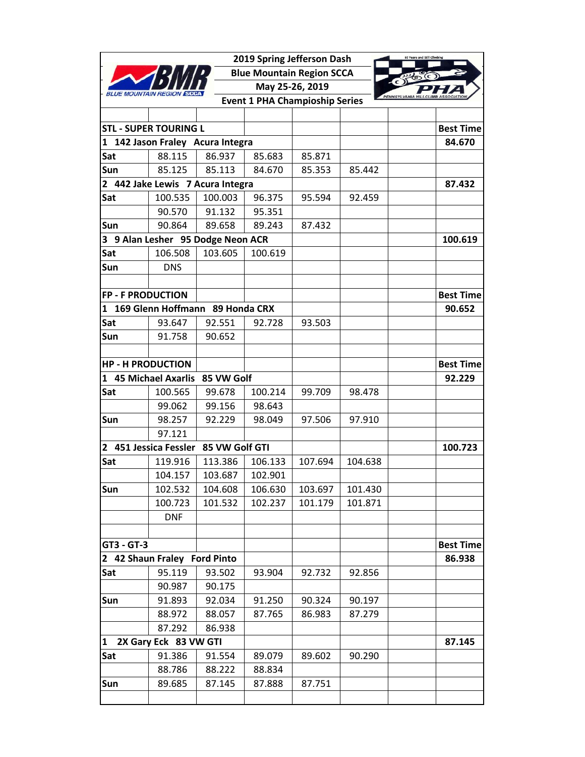2019 Spring Jefferson Dash
Blue Mountain Region SCCA
May 25-26, 2019
Event 1 PHA Champioship Series

| | | | | | | | |
|---|---|---|---|---|---|---|---|
| **STL - SUPER TOURING L** | | | | | | | **Best Time** |
| **1 142 Jason Fraley Acura Integra** | | | | | | | **84.670** |
| **Sat** | 88.115 | 86.937 | 85.683 | 85.871 | | | |
| **Sun** | 85.125 | 85.113 | 84.670 | 85.353 | 85.442 | | |
| **2 442 Jake Lewis 7 Acura Integra** | | | | | | | **87.432** |
| **Sat** | 100.535 | 100.003 | 96.375 | 95.594 | 92.459 | | |
| | 90.570 | 91.132 | 95.351 | | | | |
| **Sun** | 90.864 | 89.658 | 89.243 | 87.432 | | | |
| **3 9 Alan Lesher 95 Dodge Neon ACR** | | | | | | | **100.619** |
| **Sat** | 106.508 | 103.605 | 100.619 | | | | |
| **Sun** | DNS | | | | | | |
| | | | | | | | |
| **FP - F PRODUCTION** | | | | | | | **Best Time** |
| **1 169 Glenn Hoffmann 89 Honda CRX** | | | | | | | **90.652** |
| **Sat** | 93.647 | 92.551 | 92.728 | 93.503 | | | |
| **Sun** | 91.758 | 90.652 | | | | | |
| | | | | | | | |
| **HP - H PRODUCTION** | | | | | | | **Best Time** |
| **1 45 Michael Axarlis 85 VW Golf** | | | | | | | **92.229** |
| **Sat** | 100.565 | 99.678 | 100.214 | 99.709 | 98.478 | | |
| | 99.062 | 99.156 | 98.643 | | | | |
| **Sun** | 98.257 | 92.229 | 98.049 | 97.506 | 97.910 | | |
| | 97.121 | | | | | | |
| **2 451 Jessica Fessler 85 VW Golf GTI** | | | | | | | **100.723** |
| **Sat** | 119.916 | 113.386 | 106.133 | 107.694 | 104.638 | | |
| | 104.157 | 103.687 | 102.901 | | | | |
| **Sun** | 102.532 | 104.608 | 106.630 | 103.697 | 101.430 | | |
| | 100.723 | 101.532 | 102.237 | 101.179 | 101.871 | | |
| | DNF | | | | | | |
| | | | | | | | |
| **GT3 - GT-3** | | | | | | | **Best Time** |
| **2 42 Shaun Fraley Ford Pinto** | | | | | | | **86.938** |
| **Sat** | 95.119 | 93.502 | 93.904 | 92.732 | 92.856 | | |
| | 90.987 | 90.175 | | | | | |
| **Sun** | 91.893 | 92.034 | 91.250 | 90.324 | 90.197 | | |
| | 88.972 | 88.057 | 87.765 | 86.983 | 87.279 | | |
| | 87.292 | 86.938 | | | | | |
| **1 2X Gary Eck 83 VW GTI** | | | | | | | **87.145** |
| **Sat** | 91.386 | 91.554 | 89.079 | 89.602 | 90.290 | | |
| | 88.786 | 88.222 | 88.834 | | | | |
| **Sun** | 89.685 | 87.145 | 87.888 | 87.751 | | | |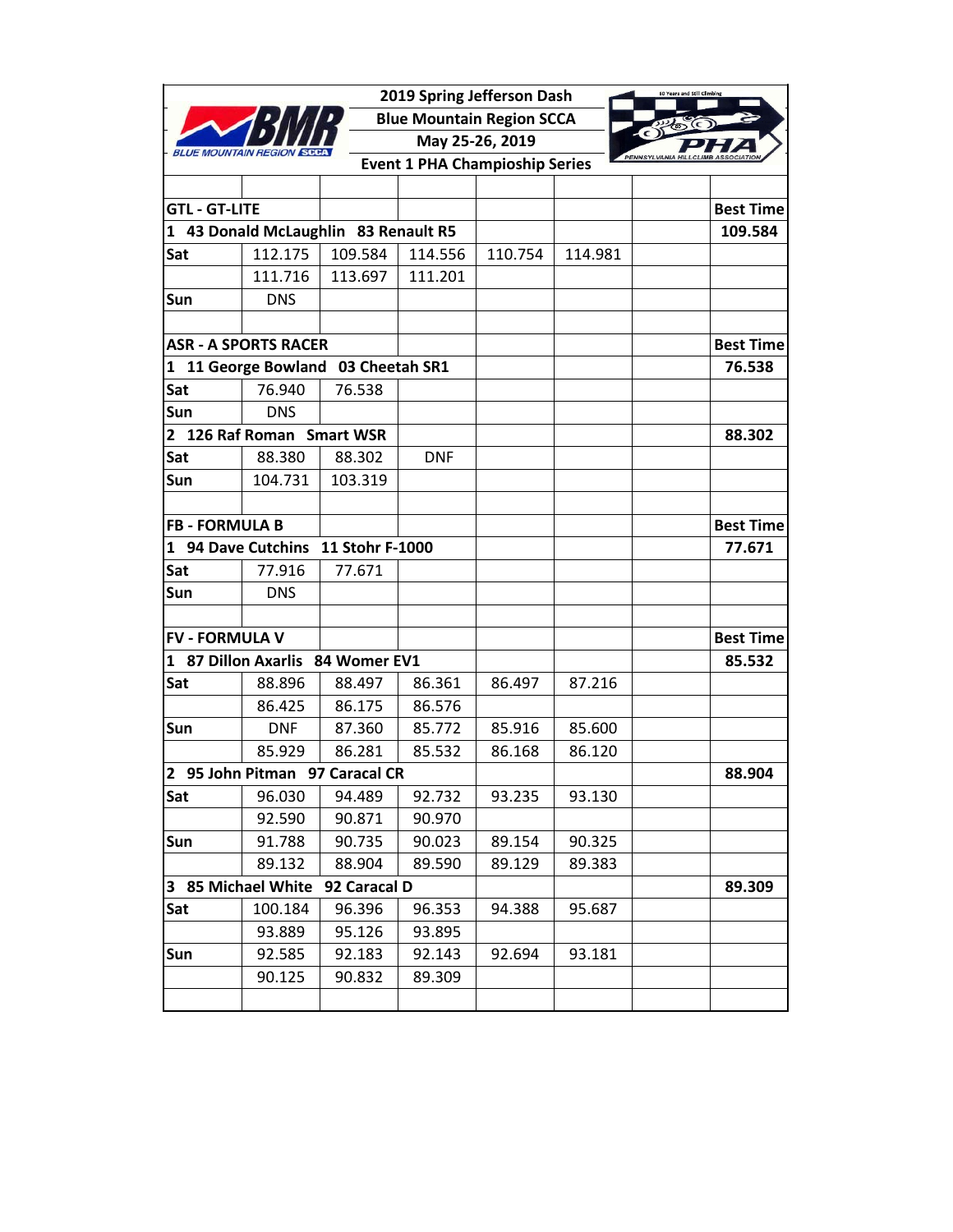# 2019 Spring Jefferson Dash

## Blue Mountain Region SCCA

## May 25-26, 2019

## Event 1 PHA Champioship Series

| | | | | | | | |
|---|---|---|---|---|---|---|---|
| **GTL - GT-LITE** | | | | | | | **Best Time** |
| **1 43 Donald McLaughlin 83 Renault R5** | | | | | | | **109.584** |
| **Sat** | 112.175 | 109.584 | 114.556 | 110.754 | 114.981 | | |
| | 111.716 | 113.697 | 111.201 | | | | |
| **Sun** | DNS | | | | | | |
| | | | | | | | |
| **ASR - A SPORTS RACER** | | | | | | | **Best Time** |
| **1 11 George Bowland 03 Cheetah SR1** | | | | | | | **76.538** |
| **Sat** | 76.940 | 76.538 | | | | | |
| **Sun** | DNS | | | | | | |
| **2 126 Raf Roman Smart WSR** | | | | | | | **88.302** |
| **Sat** | 88.380 | 88.302 | DNF | | | | |
| **Sun** | 104.731 | 103.319 | | | | | |
| | | | | | | | |
| **FB - FORMULA B** | | | | | | | **Best Time** |
| **1 94 Dave Cutchins 11 Stohr F-1000** | | | | | | | **77.671** |
| **Sat** | 77.916 | 77.671 | | | | | |
| **Sun** | DNS | | | | | | |
| | | | | | | | |
| **FV - FORMULA V** | | | | | | | **Best Time** |
| **1 87 Dillon Axarlis 84 Womer EV1** | | | | | | | **85.532** |
| **Sat** | 88.896 | 88.497 | 86.361 | 86.497 | 87.216 | | |
| | 86.425 | 86.175 | 86.576 | | | | |
| **Sun** | DNF | 87.360 | 85.772 | 85.916 | 85.600 | | |
| | 85.929 | 86.281 | 85.532 | 86.168 | 86.120 | | |
| **2 95 John Pitman 97 Caracal CR** | | | | | | | **88.904** |
| **Sat** | 96.030 | 94.489 | 92.732 | 93.235 | 93.130 | | |
| | 92.590 | 90.871 | 90.970 | | | | |
| **Sun** | 91.788 | 90.735 | 90.023 | 89.154 | 90.325 | | |
| | 89.132 | 88.904 | 89.590 | 89.129 | 89.383 | | |
| **3 85 Michael White 92 Caracal D** | | | | | | | **89.309** |
| **Sat** | 100.184 | 96.396 | 96.353 | 94.388 | 95.687 | | |
| | 93.889 | 95.126 | 93.895 | | | | |
| **Sun** | 92.585 | 92.183 | 92.143 | 92.694 | 93.181 | | |
| | 90.125 | 90.832 | 89.309 | | | | |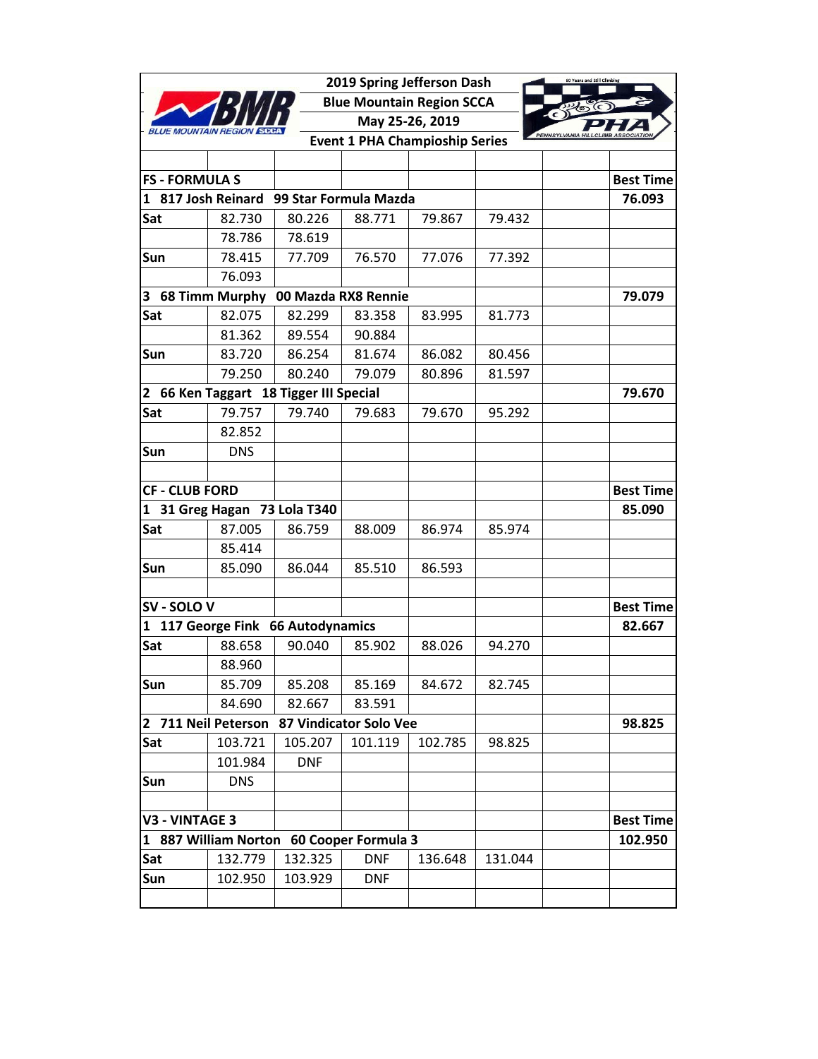## 2019 Spring Jefferson Dash

**Blue Mountain Region SCCA**

**May 25-26, 2019**

**Event 1 PHA Champioship Series**

| | | | | | | | |
|---|---|---|---|---|---|---|---|
| **FS - FORMULA S** | | | | | | | **Best Time** |
| **1 817 Josh Reinard 99 Star Formula Mazda** | | | | | | | **76.093** |
| **Sat** | 82.730 | 80.226 | 88.771 | 79.867 | 79.432 | | |
| | 78.786 | 78.619 | | | | | |
| **Sun** | 78.415 | 77.709 | 76.570 | 77.076 | 77.392 | | |
| | 76.093 | | | | | | |
| **3 68 Timm Murphy 00 Mazda RX8 Rennie** | | | | | | | **79.079** |
| **Sat** | 82.075 | 82.299 | 83.358 | 83.995 | 81.773 | | |
| | 81.362 | 89.554 | 90.884 | | | | |
| **Sun** | 83.720 | 86.254 | 81.674 | 86.082 | 80.456 | | |
| | 79.250 | 80.240 | 79.079 | 80.896 | 81.597 | | |
| **2 66 Ken Taggart 18 Tigger III Special** | | | | | | | **79.670** |
| **Sat** | 79.757 | 79.740 | 79.683 | 79.670 | 95.292 | | |
| | 82.852 | | | | | | |
| **Sun** | DNS | | | | | | |
| | | | | | | | |
| **CF - CLUB FORD** | | | | | | | **Best Time** |
| **1 31 Greg Hagan 73 Lola T340** | | | | | | | **85.090** |
| **Sat** | 87.005 | 86.759 | 88.009 | 86.974 | 85.974 | | |
| | 85.414 | | | | | | |
| **Sun** | 85.090 | 86.044 | 85.510 | 86.593 | | | |
| | | | | | | | |
| **SV - SOLO V** | | | | | | | **Best Time** |
| **1 117 George Fink 66 Autodynamics** | | | | | | | **82.667** |
| **Sat** | 88.658 | 90.040 | 85.902 | 88.026 | 94.270 | | |
| | 88.960 | | | | | | |
| **Sun** | 85.709 | 85.208 | 85.169 | 84.672 | 82.745 | | |
| | 84.690 | 82.667 | 83.591 | | | | |
| **2 711 Neil Peterson 87 Vindicator Solo Vee** | | | | | | | **98.825** |
| **Sat** | 103.721 | 105.207 | 101.119 | 102.785 | 98.825 | | |
| | 101.984 | DNF | | | | | |
| **Sun** | DNS | | | | | | |
| | | | | | | | |
| **V3 - VINTAGE 3** | | | | | | | **Best Time** |
| **1 887 William Norton 60 Cooper Formula 3** | | | | | | | **102.950** |
| **Sat** | 132.779 | 132.325 | DNF | 136.648 | 131.044 | | |
| **Sun** | 102.950 | 103.929 | DNF | | | | |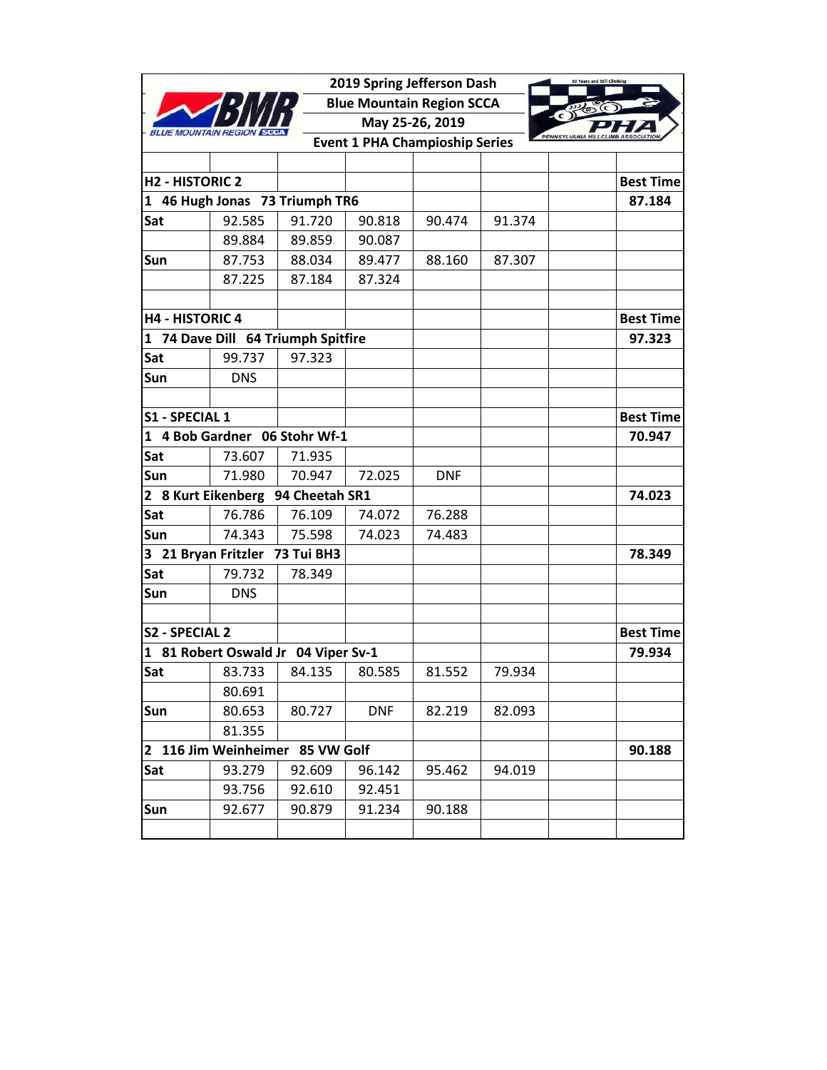**2019 Spring Jefferson Dash**
**Blue Mountain Region SCCA**
**May 25-26, 2019**
**Event 1 PHA Champioship Series**

| | | | | | | | |
|---|---|---|---|---|---|---|---|
| **H2 - HISTORIC 2** | | | | | | | **Best Time** |
| **1 46 Hugh Jonas 73 Triumph TR6** | | | | | | | **87.184** |
| **Sat** | 92.585 | 91.720 | 90.818 | 90.474 | 91.374 | | |
| | 89.884 | 89.859 | 90.087 | | | | |
| **Sun** | 87.753 | 88.034 | 89.477 | 88.160 | 87.307 | | |
| | 87.225 | 87.184 | 87.324 | | | | |
| | | | | | | | |
| **H4 - HISTORIC 4** | | | | | | | **Best Time** |
| **1 74 Dave Dill 64 Triumph Spitfire** | | | | | | | **97.323** |
| **Sat** | 99.737 | 97.323 | | | | | |
| **Sun** | DNS | | | | | | |
| | | | | | | | |
| **S1 - SPECIAL 1** | | | | | | | **Best Time** |
| **1 4 Bob Gardner 06 Stohr Wf-1** | | | | | | | **70.947** |
| **Sat** | 73.607 | 71.935 | | | | | |
| **Sun** | 71.980 | 70.947 | 72.025 | DNF | | | |
| **2 8 Kurt Eikenberg 94 Cheetah SR1** | | | | | | | **74.023** |
| **Sat** | 76.786 | 76.109 | 74.072 | 76.288 | | | |
| **Sun** | 74.343 | 75.598 | 74.023 | 74.483 | | | |
| **3 21 Bryan Fritzler 73 Tui BH3** | | | | | | | **78.349** |
| **Sat** | 79.732 | 78.349 | | | | | |
| **Sun** | DNS | | | | | | |
| | | | | | | | |
| **S2 - SPECIAL 2** | | | | | | | **Best Time** |
| **1 81 Robert Oswald Jr 04 Viper Sv-1** | | | | | | | **79.934** |
| **Sat** | 83.733 | 84.135 | 80.585 | 81.552 | 79.934 | | |
| | 80.691 | | | | | | |
| **Sun** | 80.653 | 80.727 | DNF | 82.219 | 82.093 | | |
| | 81.355 | | | | | | |
| **2 116 Jim Weinheimer 85 VW Golf** | | | | | | | **90.188** |
| **Sat** | 93.279 | 92.609 | 96.142 | 95.462 | 94.019 | | |
| | 93.756 | 92.610 | 92.451 | | | | |
| **Sun** | 92.677 | 90.879 | 91.234 | 90.188 | | | |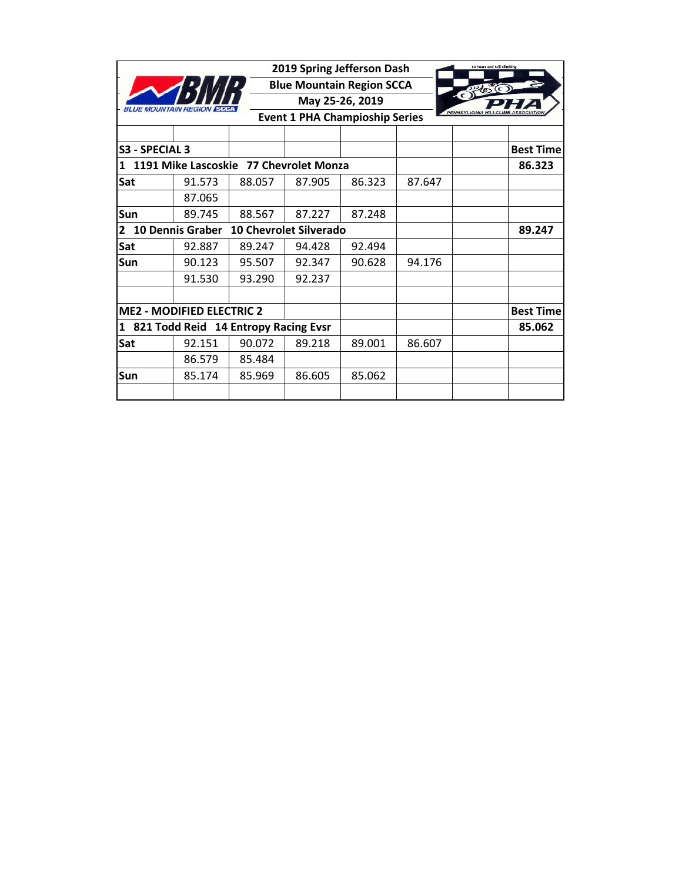| 2019 Spring Jefferson Dash | | | | | | | |
|---|---|---|---|---|---|---|---|
| Blue Mountain Region SCCA | | | | | | | |
| May 25-26, 2019 | | | | | | | |
| Event 1 PHA Champioship Series | | | | | | | |
| | | | | | | | |
| **S3 - SPECIAL 3** | | | | | | | **Best Time** |
| **1 1191 Mike Lascoskie 77 Chevrolet Monza** | | | | | | | **86.323** |
| **Sat** | 91.573 | 88.057 | 87.905 | 86.323 | 87.647 | | |
| | 87.065 | | | | | | |
| **Sun** | 89.745 | 88.567 | 87.227 | 87.248 | | | |
| **2 10 Dennis Graber 10 Chevrolet Silverado** | | | | | | | **89.247** |
| **Sat** | 92.887 | 89.247 | 94.428 | 92.494 | | | |
| **Sun** | 90.123 | 95.507 | 92.347 | 90.628 | 94.176 | | |
| | 91.530 | 93.290 | 92.237 | | | | |
| | | | | | | | |
| **ME2 - MODIFIED ELECTRIC 2** | | | | | | | **Best Time** |
| **1 821 Todd Reid 14 Entropy Racing Evsr** | | | | | | | **85.062** |
| **Sat** | 92.151 | 90.072 | 89.218 | 89.001 | 86.607 | | |
| | 86.579 | 85.484 | | | | | |
| **Sun** | 85.174 | 85.969 | 86.605 | 85.062 | | | |
| | | | | | | | |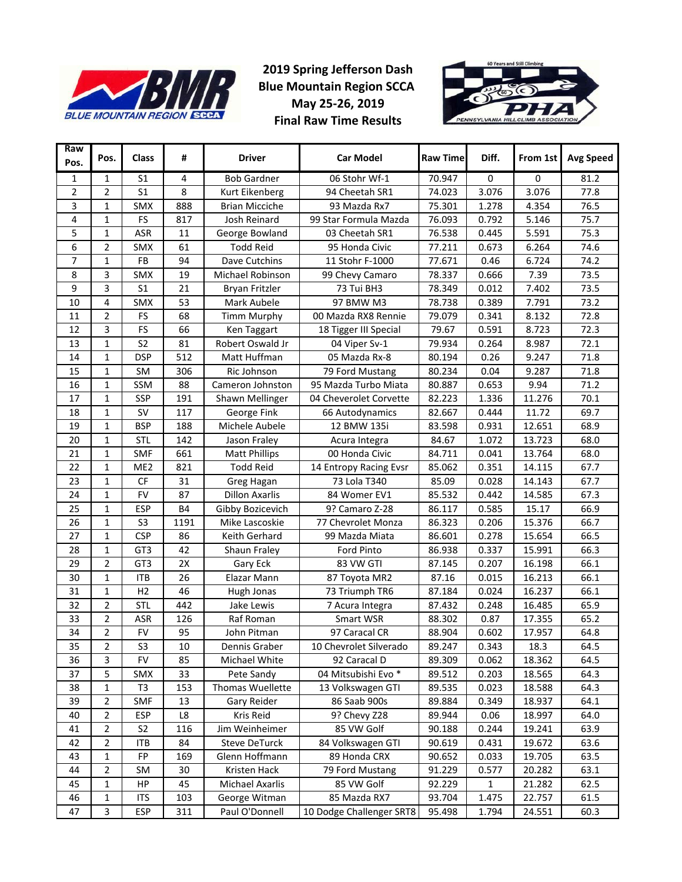# 2019 Spring Jefferson Dash
## Blue Mountain Region SCCA
## May 25-26, 2019
## Final Raw Time Results

| Raw Pos. | Pos. | Class | # | Driver | Car Model | Raw Time | Diff. | From 1st | Avg Speed |
|---|---|---|---|---|---|---|---|---|---|
| 1 | 1 | S1 | 4 | Bob Gardner | 06 Stohr Wf-1 | 70.947 | 0 | 0 | 81.2 |
| 2 | 2 | S1 | 8 | Kurt Eikenberg | 94 Cheetah SR1 | 74.023 | 3.076 | 3.076 | 77.8 |
| 3 | 1 | SMX | 888 | Brian Micciche | 93 Mazda Rx7 | 75.301 | 1.278 | 4.354 | 76.5 |
| 4 | 1 | FS | 817 | Josh Reinard | 99 Star Formula Mazda | 76.093 | 0.792 | 5.146 | 75.7 |
| 5 | 1 | ASR | 11 | George Bowland | 03 Cheetah SR1 | 76.538 | 0.445 | 5.591 | 75.3 |
| 6 | 2 | SMX | 61 | Todd Reid | 95 Honda Civic | 77.211 | 0.673 | 6.264 | 74.6 |
| 7 | 1 | FB | 94 | Dave Cutchins | 11 Stohr F-1000 | 77.671 | 0.46 | 6.724 | 74.2 |
| 8 | 3 | SMX | 19 | Michael Robinson | 99 Chevy Camaro | 78.337 | 0.666 | 7.39 | 73.5 |
| 9 | 3 | S1 | 21 | Bryan Fritzler | 73 Tui BH3 | 78.349 | 0.012 | 7.402 | 73.5 |
| 10 | 4 | SMX | 53 | Mark Aubele | 97 BMW M3 | 78.738 | 0.389 | 7.791 | 73.2 |
| 11 | 2 | FS | 68 | Timm Murphy | 00 Mazda RX8 Rennie | 79.079 | 0.341 | 8.132 | 72.8 |
| 12 | 3 | FS | 66 | Ken Taggart | 18 Tigger III Special | 79.67 | 0.591 | 8.723 | 72.3 |
| 13 | 1 | S2 | 81 | Robert Oswald Jr | 04 Viper Sv-1 | 79.934 | 0.264 | 8.987 | 72.1 |
| 14 | 1 | DSP | 512 | Matt Huffman | 05 Mazda Rx-8 | 80.194 | 0.26 | 9.247 | 71.8 |
| 15 | 1 | SM | 306 | Ric Johnson | 79 Ford Mustang | 80.234 | 0.04 | 9.287 | 71.8 |
| 16 | 1 | SSM | 88 | Cameron Johnston | 95 Mazda Turbo Miata | 80.887 | 0.653 | 9.94 | 71.2 |
| 17 | 1 | SSP | 191 | Shawn Mellinger | 04 Cheverolet Corvette | 82.223 | 1.336 | 11.276 | 70.1 |
| 18 | 1 | SV | 117 | George Fink | 66 Autodynamics | 82.667 | 0.444 | 11.72 | 69.7 |
| 19 | 1 | BSP | 188 | Michele Aubele | 12 BMW 135i | 83.598 | 0.931 | 12.651 | 68.9 |
| 20 | 1 | STL | 142 | Jason Fraley | Acura Integra | 84.67 | 1.072 | 13.723 | 68.0 |
| 21 | 1 | SMF | 661 | Matt Phillips | 00 Honda Civic | 84.711 | 0.041 | 13.764 | 68.0 |
| 22 | 1 | ME2 | 821 | Todd Reid | 14 Entropy Racing Evsr | 85.062 | 0.351 | 14.115 | 67.7 |
| 23 | 1 | CF | 31 | Greg Hagan | 73 Lola T340 | 85.09 | 0.028 | 14.143 | 67.7 |
| 24 | 1 | FV | 87 | Dillon Axarlis | 84 Womer EV1 | 85.532 | 0.442 | 14.585 | 67.3 |
| 25 | 1 | ESP | B4 | Gibby Bozicevich | 9? Camaro Z-28 | 86.117 | 0.585 | 15.17 | 66.9 |
| 26 | 1 | S3 | 1191 | Mike Lascoskie | 77 Chevrolet Monza | 86.323 | 0.206 | 15.376 | 66.7 |
| 27 | 1 | CSP | 86 | Keith Gerhard | 99 Mazda Miata | 86.601 | 0.278 | 15.654 | 66.5 |
| 28 | 1 | GT3 | 42 | Shaun Fraley | Ford Pinto | 86.938 | 0.337 | 15.991 | 66.3 |
| 29 | 2 | GT3 | 2X | Gary Eck | 83 VW GTI | 87.145 | 0.207 | 16.198 | 66.1 |
| 30 | 1 | ITB | 26 | Elazar Mann | 87 Toyota MR2 | 87.16 | 0.015 | 16.213 | 66.1 |
| 31 | 1 | H2 | 46 | Hugh Jonas | 73 Triumph TR6 | 87.184 | 0.024 | 16.237 | 66.1 |
| 32 | 2 | STL | 442 | Jake Lewis | 7 Acura Integra | 87.432 | 0.248 | 16.485 | 65.9 |
| 33 | 2 | ASR | 126 | Raf Roman | Smart WSR | 88.302 | 0.87 | 17.355 | 65.2 |
| 34 | 2 | FV | 95 | John Pitman | 97 Caracal CR | 88.904 | 0.602 | 17.957 | 64.8 |
| 35 | 2 | S3 | 10 | Dennis Graber | 10 Chevrolet Silverado | 89.247 | 0.343 | 18.3 | 64.5 |
| 36 | 3 | FV | 85 | Michael White | 92 Caracal D | 89.309 | 0.062 | 18.362 | 64.5 |
| 37 | 5 | SMX | 33 | Pete Sandy | 04 Mitsubishi Evo * | 89.512 | 0.203 | 18.565 | 64.3 |
| 38 | 1 | T3 | 153 | Thomas Wuellette | 13 Volkswagen GTI | 89.535 | 0.023 | 18.588 | 64.3 |
| 39 | 2 | SMF | 13 | Gary Reider | 86 Saab 900s | 89.884 | 0.349 | 18.937 | 64.1 |
| 40 | 2 | ESP | L8 | Kris Reid | 9? Chevy Z28 | 89.944 | 0.06 | 18.997 | 64.0 |
| 41 | 2 | S2 | 116 | Jim Weinheimer | 85 VW Golf | 90.188 | 0.244 | 19.241 | 63.9 |
| 42 | 2 | ITB | 84 | Steve DeTurck | 84 Volkswagen GTI | 90.619 | 0.431 | 19.672 | 63.6 |
| 43 | 1 | FP | 169 | Glenn Hoffmann | 89 Honda CRX | 90.652 | 0.033 | 19.705 | 63.5 |
| 44 | 2 | SM | 30 | Kristen Hack | 79 Ford Mustang | 91.229 | 0.577 | 20.282 | 63.1 |
| 45 | 1 | HP | 45 | Michael Axarlis | 85 VW Golf | 92.229 | 1 | 21.282 | 62.5 |
| 46 | 1 | ITS | 103 | George Witman | 85 Mazda RX7 | 93.704 | 1.475 | 22.757 | 61.5 |
| 47 | 3 | ESP | 311 | Paul O'Donnell | 10 Dodge Challenger SRT8 | 95.498 | 1.794 | 24.551 | 60.3 |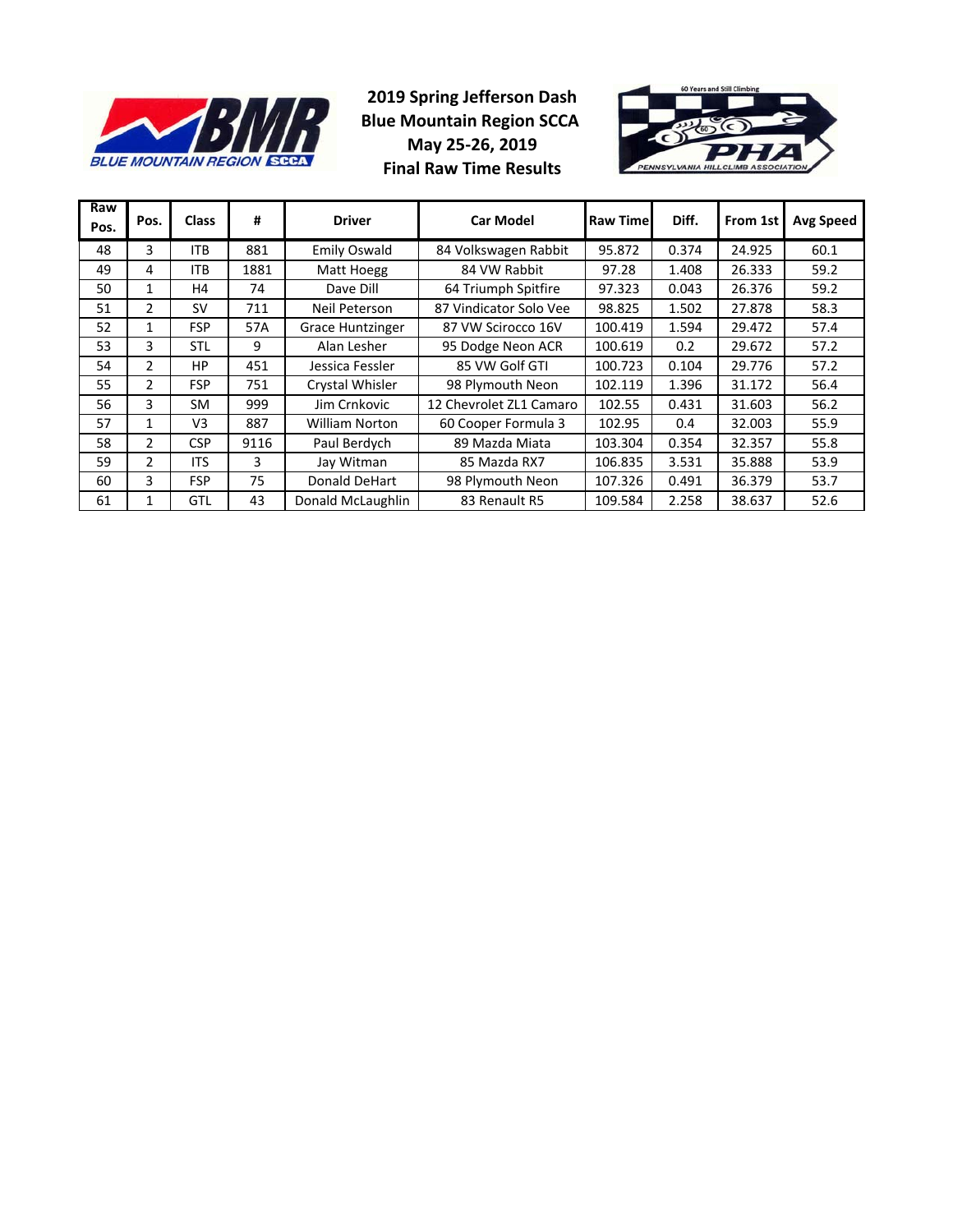**2019 Spring Jefferson Dash**
**Blue Mountain Region SCCA**
**May 25-26, 2019**
**Final Raw Time Results**

| Raw Pos. | Pos. | Class | # | Driver | Car Model | Raw Time | Diff. | From 1st | Avg Speed |
|---|---|---|---|---|---|---|---|---|---|
| 48 | 3 | ITB | 881 | Emily Oswald | 84 Volkswagen Rabbit | 95.872 | 0.374 | 24.925 | 60.1 |
| 49 | 4 | ITB | 1881 | Matt Hoegg | 84 VW Rabbit | 97.28 | 1.408 | 26.333 | 59.2 |
| 50 | 1 | H4 | 74 | Dave Dill | 64 Triumph Spitfire | 97.323 | 0.043 | 26.376 | 59.2 |
| 51 | 2 | SV | 711 | Neil Peterson | 87 Vindicator Solo Vee | 98.825 | 1.502 | 27.878 | 58.3 |
| 52 | 1 | FSP | 57A | Grace Huntzinger | 87 VW Scirocco 16V | 100.419 | 1.594 | 29.472 | 57.4 |
| 53 | 3 | STL | 9 | Alan Lesher | 95 Dodge Neon ACR | 100.619 | 0.2 | 29.672 | 57.2 |
| 54 | 2 | HP | 451 | Jessica Fessler | 85 VW Golf GTI | 100.723 | 0.104 | 29.776 | 57.2 |
| 55 | 2 | FSP | 751 | Crystal Whisler | 98 Plymouth Neon | 102.119 | 1.396 | 31.172 | 56.4 |
| 56 | 3 | SM | 999 | Jim Crnkovic | 12 Chevrolet ZL1 Camaro | 102.55 | 0.431 | 31.603 | 56.2 |
| 57 | 1 | V3 | 887 | William Norton | 60 Cooper Formula 3 | 102.95 | 0.4 | 32.003 | 55.9 |
| 58 | 2 | CSP | 9116 | Paul Berdych | 89 Mazda Miata | 103.304 | 0.354 | 32.357 | 55.8 |
| 59 | 2 | ITS | 3 | Jay Witman | 85 Mazda RX7 | 106.835 | 3.531 | 35.888 | 53.9 |
| 60 | 3 | FSP | 75 | Donald DeHart | 98 Plymouth Neon | 107.326 | 0.491 | 36.379 | 53.7 |
| 61 | 1 | GTL | 43 | Donald McLaughlin | 83 Renault R5 | 109.584 | 2.258 | 38.637 | 52.6 |